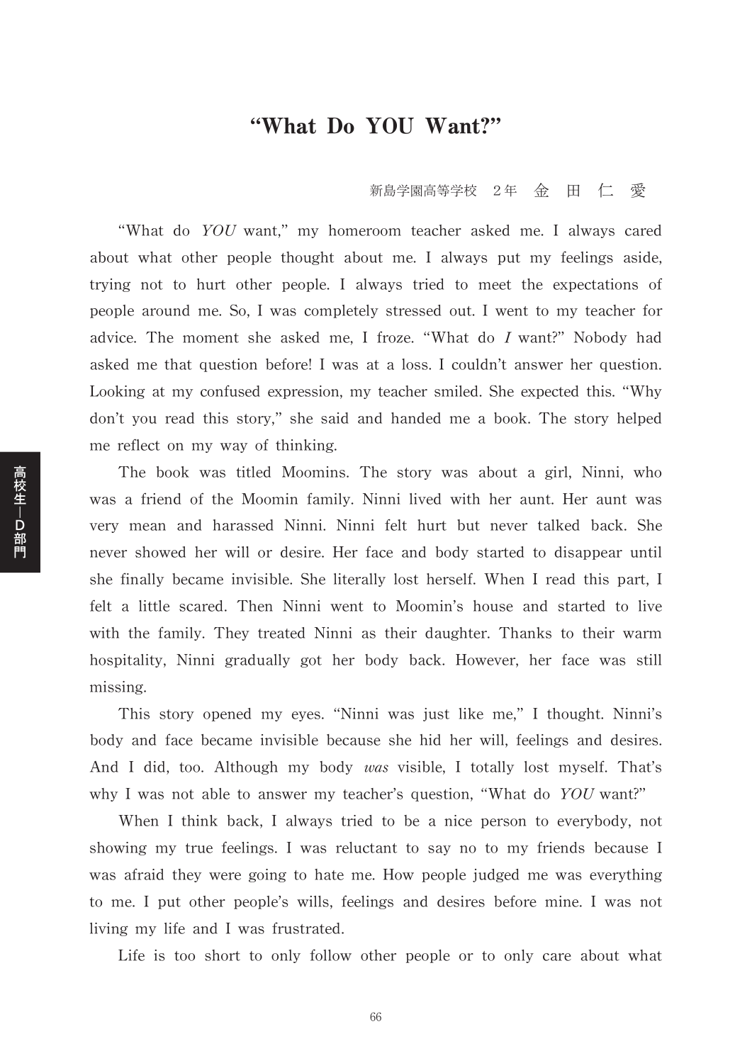# "What Do YOU Want?"

新島学園高等学校　2年　金　田　仁　愛

"What do *YOU* want," my homeroom teacher asked me. I always cared about what other people thought about me. I always put my feelings aside, trying not to hurt other people. I always tried to meet the expectations of people around me. So, I was completely stressed out. I went to my teacher for advice. The moment she asked me, I froze. "What do *I* want?" Nobody had asked me that question before! I was at a loss. I couldn't answer her question. Looking at my confused expression, my teacher smiled. She expected this. "Why don't you read this story," she said and handed me a book. The story helped me reflect on my way of thinking.

The book was titled Moomins. The story was about a girl, Ninni, who was a friend of the Moomin family. Ninni lived with her aunt. Her aunt was very mean and harassed Ninni. Ninni felt hurt but never talked back. She never showed her will or desire. Her face and body started to disappear until she finally became invisible. She literally lost herself. When I read this part, I felt a little scared. Then Ninni went to Moomin's house and started to live with the family. They treated Ninni as their daughter. Thanks to their warm hospitality, Ninni gradually got her body back. However, her face was still missing.

This story opened my eyes. "Ninni was just like me," I thought. Ninni's body and face became invisible because she hid her will, feelings and desires. And I did, too. Although my body *was* visible, I totally lost myself. That's why I was not able to answer my teacher's question, "What do *YOU* want?"

When I think back, I always tried to be a nice person to everybody, not showing my true feelings. I was reluctant to say no to my friends because I was afraid they were going to hate me. How people judged me was everything to me. I put other people's wills, feelings and desires before mine. I was not living my life and I was frustrated.

Life is too short to only follow other people or to only care about what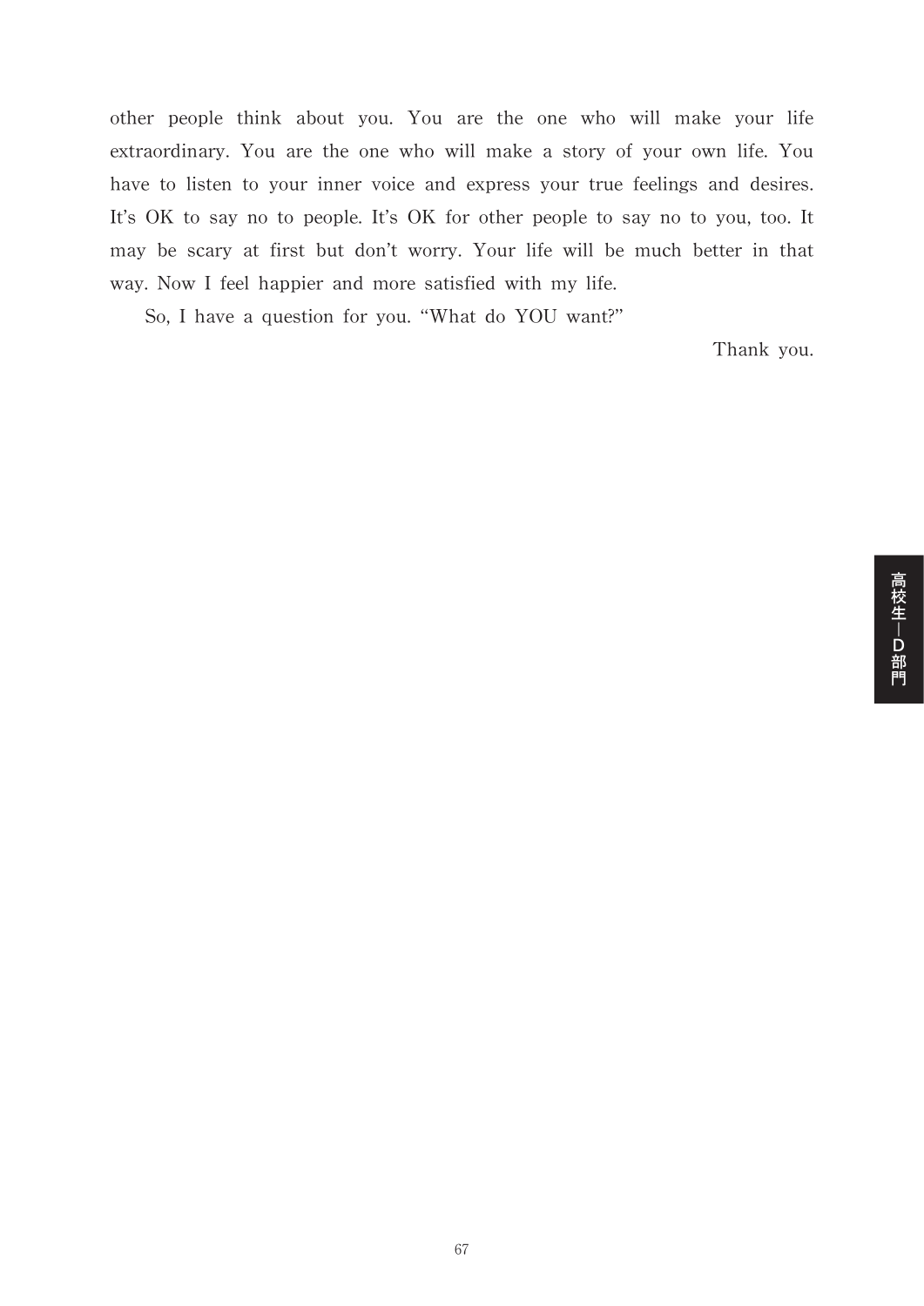other people think about you. You are the one who will make your life extraordinary. You are the one who will make a story of your own life. You have to listen to your inner voice and express your true feelings and desires. It's OK to say no to people. It's OK for other people to say no to you, too. It may be scary at first but don't worry. Your life will be much better in that way. Now I feel happier and more satisfied with my life.

So, I have a question for you. "What do YOU want?"

Thank you.